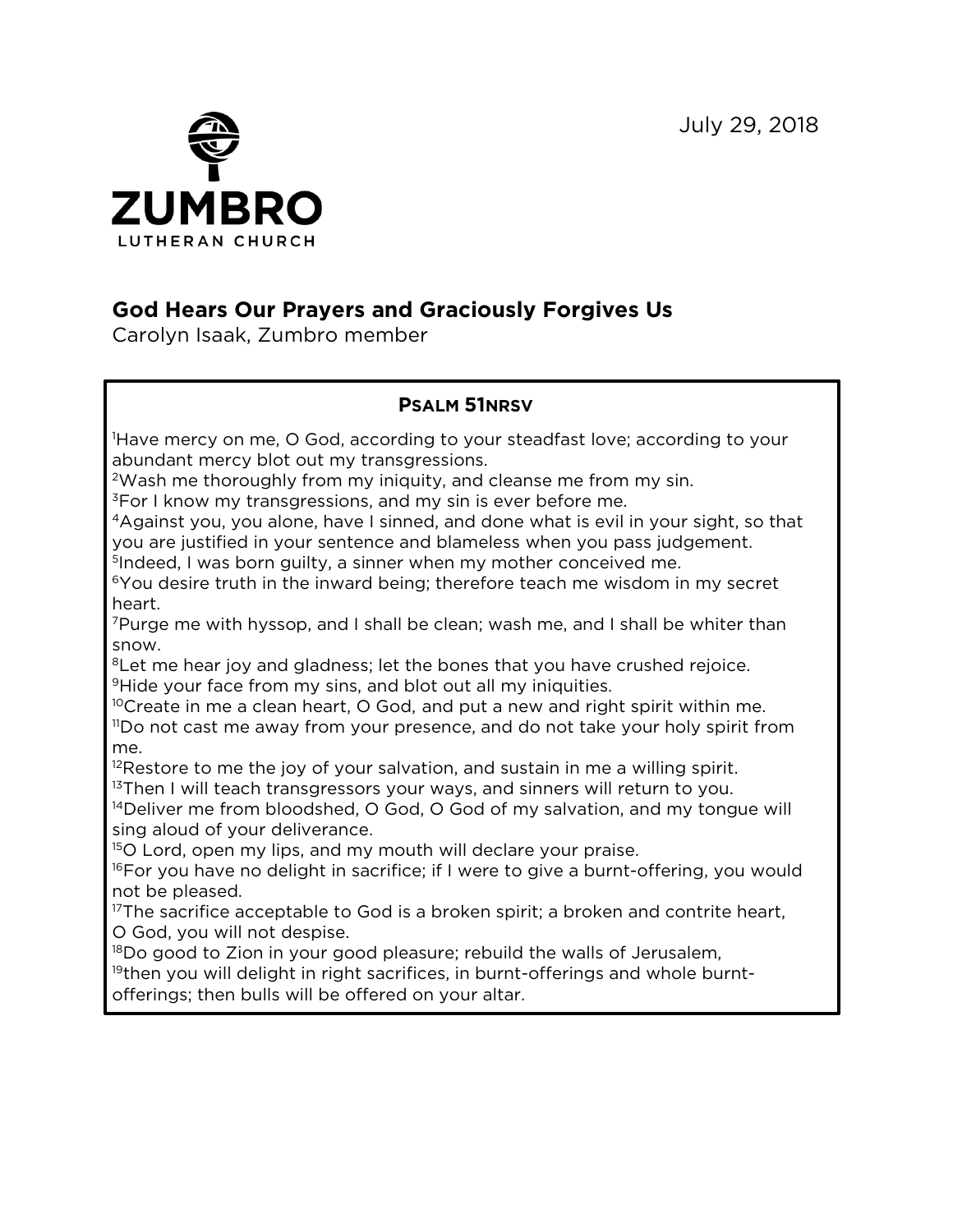ZUMBRO
LUTHERAN CHURCH

July 29, 2018

## God Hears Our Prayers and Graciously Forgives Us

Carolyn Isaak, Zumbro member

### Psalm 51NRSV

[1]Have mercy on me, O God, according to your steadfast love; according to your abundant mercy blot out my transgressions.
[2]Wash me thoroughly from my iniquity, and cleanse me from my sin.
[3]For I know my transgressions, and my sin is ever before me.
[4]Against you, you alone, have I sinned, and done what is evil in your sight, so that you are justified in your sentence and blameless when you pass judgement.
[5]Indeed, I was born guilty, a sinner when my mother conceived me.
[6]You desire truth in the inward being; therefore teach me wisdom in my secret heart.
[7]Purge me with hyssop, and I shall be clean; wash me, and I shall be whiter than snow.
[8]Let me hear joy and gladness; let the bones that you have crushed rejoice.
[9]Hide your face from my sins, and blot out all my iniquities.
[10]Create in me a clean heart, O God, and put a new and right spirit within me.
[11]Do not cast me away from your presence, and do not take your holy spirit from me.
[12]Restore to me the joy of your salvation, and sustain in me a willing spirit.
[13]Then I will teach transgressors your ways, and sinners will return to you.
[14]Deliver me from bloodshed, O God, O God of my salvation, and my tongue will sing aloud of your deliverance.
[15]O Lord, open my lips, and my mouth will declare your praise.
[16]For you have no delight in sacrifice; if I were to give a burnt-offering, you would not be pleased.
[17]The sacrifice acceptable to God is a broken spirit; a broken and contrite heart, O God, you will not despise.
[18]Do good to Zion in your good pleasure; rebuild the walls of Jerusalem,
[19]then you will delight in right sacrifices, in burnt-offerings and whole burnt-offerings; then bulls will be offered on your altar.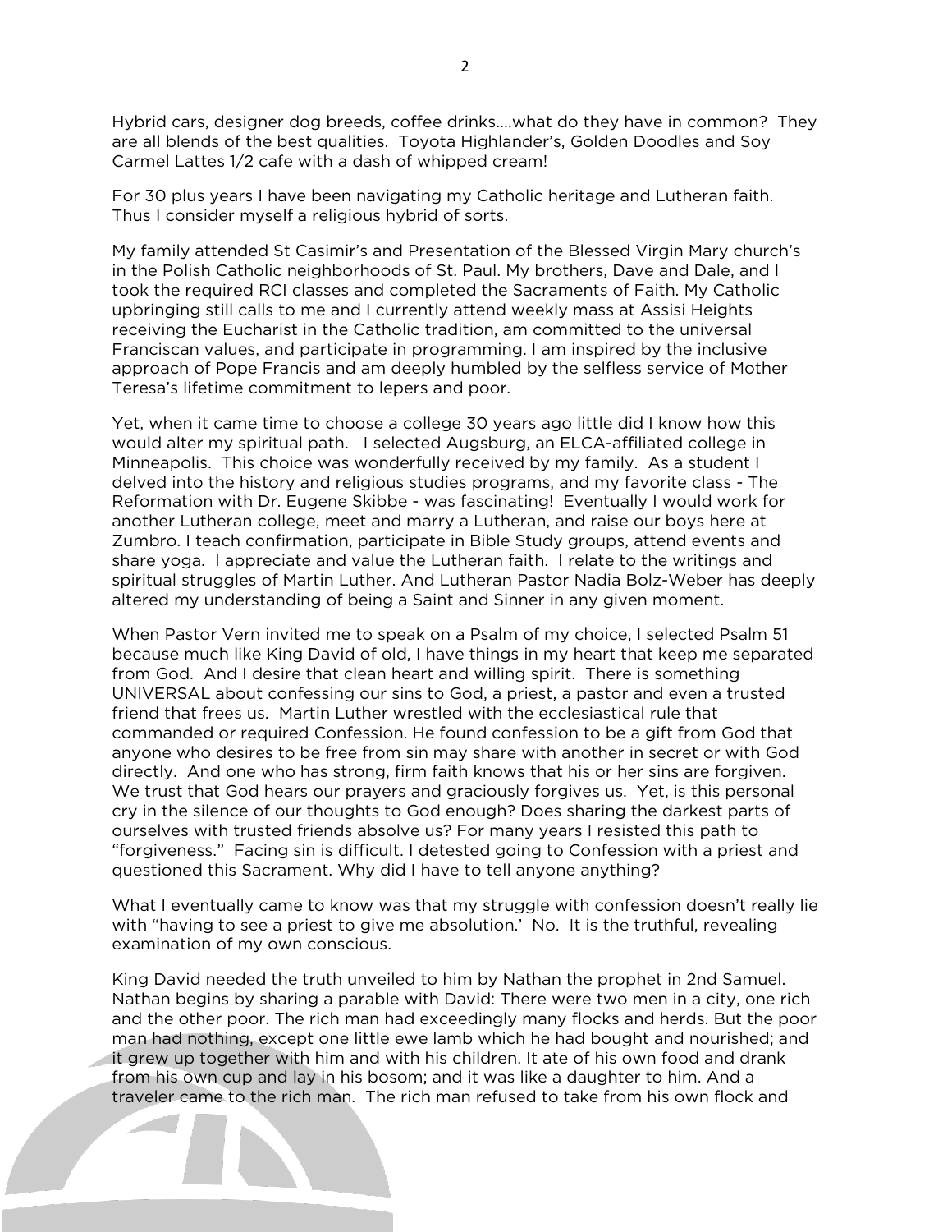Hybrid cars, designer dog breeds, coffee drinks….what do they have in common? They are all blends of the best qualities. Toyota Highlander's, Golden Doodles and Soy Carmel Lattes 1/2 cafe with a dash of whipped cream!

For 30 plus years I have been navigating my Catholic heritage and Lutheran faith. Thus I consider myself a religious hybrid of sorts.

My family attended St Casimir's and Presentation of the Blessed Virgin Mary church's in the Polish Catholic neighborhoods of St. Paul. My brothers, Dave and Dale, and I took the required RCI classes and completed the Sacraments of Faith. My Catholic upbringing still calls to me and I currently attend weekly mass at Assisi Heights receiving the Eucharist in the Catholic tradition, am committed to the universal Franciscan values, and participate in programming. I am inspired by the inclusive approach of Pope Francis and am deeply humbled by the selfless service of Mother Teresa's lifetime commitment to lepers and poor.

Yet, when it came time to choose a college 30 years ago little did I know how this would alter my spiritual path. I selected Augsburg, an ELCA-affiliated college in Minneapolis. This choice was wonderfully received by my family. As a student I delved into the history and religious studies programs, and my favorite class - The Reformation with Dr. Eugene Skibbe - was fascinating! Eventually I would work for another Lutheran college, meet and marry a Lutheran, and raise our boys here at Zumbro. I teach confirmation, participate in Bible Study groups, attend events and share yoga. I appreciate and value the Lutheran faith. I relate to the writings and spiritual struggles of Martin Luther. And Lutheran Pastor Nadia Bolz-Weber has deeply altered my understanding of being a Saint and Sinner in any given moment.

When Pastor Vern invited me to speak on a Psalm of my choice, I selected Psalm 51 because much like King David of old, I have things in my heart that keep me separated from God. And I desire that clean heart and willing spirit. There is something UNIVERSAL about confessing our sins to God, a priest, a pastor and even a trusted friend that frees us. Martin Luther wrestled with the ecclesiastical rule that commanded or required Confession. He found confession to be a gift from God that anyone who desires to be free from sin may share with another in secret or with God directly. And one who has strong, firm faith knows that his or her sins are forgiven. We trust that God hears our prayers and graciously forgives us. Yet, is this personal cry in the silence of our thoughts to God enough? Does sharing the darkest parts of ourselves with trusted friends absolve us? For many years I resisted this path to "forgiveness." Facing sin is difficult. I detested going to Confession with a priest and questioned this Sacrament. Why did I have to tell anyone anything?

What I eventually came to know was that my struggle with confession doesn't really lie with "having to see a priest to give me absolution.' No. It is the truthful, revealing examination of my own conscious.

King David needed the truth unveiled to him by Nathan the prophet in 2nd Samuel. Nathan begins by sharing a parable with David: There were two men in a city, one rich and the other poor. The rich man had exceedingly many flocks and herds. But the poor man had nothing, except one little ewe lamb which he had bought and nourished; and it grew up together with him and with his children. It ate of his own food and drank from his own cup and lay in his bosom; and it was like a daughter to him. And a traveler came to the rich man. The rich man refused to take from his own flock and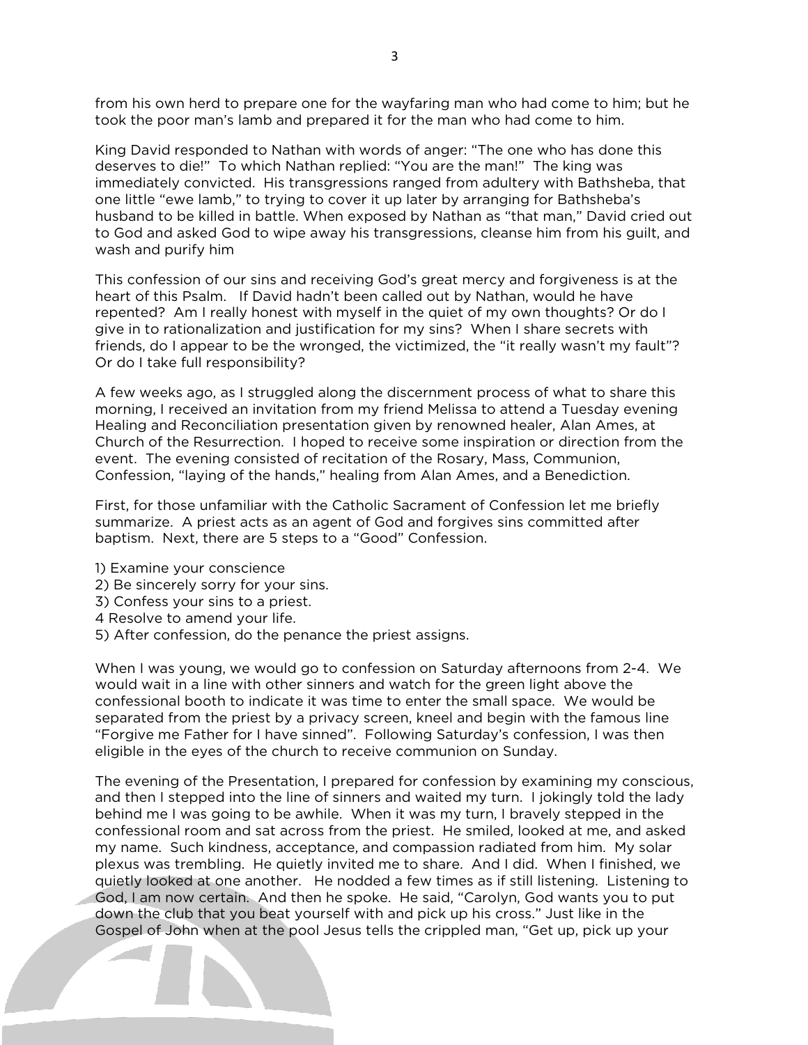from his own herd to prepare one for the wayfaring man who had come to him; but he took the poor man's lamb and prepared it for the man who had come to him.

King David responded to Nathan with words of anger: "The one who has done this deserves to die!" To which Nathan replied: "You are the man!" The king was immediately convicted. His transgressions ranged from adultery with Bathsheba, that one little "ewe lamb," to trying to cover it up later by arranging for Bathsheba's husband to be killed in battle. When exposed by Nathan as "that man," David cried out to God and asked God to wipe away his transgressions, cleanse him from his guilt, and wash and purify him

This confession of our sins and receiving God's great mercy and forgiveness is at the heart of this Psalm. If David hadn't been called out by Nathan, would he have repented? Am I really honest with myself in the quiet of my own thoughts? Or do I give in to rationalization and justification for my sins? When I share secrets with friends, do I appear to be the wronged, the victimized, the "it really wasn't my fault"? Or do I take full responsibility?

A few weeks ago, as I struggled along the discernment process of what to share this morning, I received an invitation from my friend Melissa to attend a Tuesday evening Healing and Reconciliation presentation given by renowned healer, Alan Ames, at Church of the Resurrection. I hoped to receive some inspiration or direction from the event. The evening consisted of recitation of the Rosary, Mass, Communion, Confession, "laying of the hands," healing from Alan Ames, and a Benediction.

First, for those unfamiliar with the Catholic Sacrament of Confession let me briefly summarize. A priest acts as an agent of God and forgives sins committed after baptism. Next, there are 5 steps to a "Good" Confession.

1) Examine your conscience
2) Be sincerely sorry for your sins.
3) Confess your sins to a priest.
4 Resolve to amend your life.
5) After confession, do the penance the priest assigns.

When I was young, we would go to confession on Saturday afternoons from 2-4. We would wait in a line with other sinners and watch for the green light above the confessional booth to indicate it was time to enter the small space. We would be separated from the priest by a privacy screen, kneel and begin with the famous line "Forgive me Father for I have sinned". Following Saturday's confession, I was then eligible in the eyes of the church to receive communion on Sunday.

The evening of the Presentation, I prepared for confession by examining my conscious, and then I stepped into the line of sinners and waited my turn. I jokingly told the lady behind me I was going to be awhile. When it was my turn, I bravely stepped in the confessional room and sat across from the priest. He smiled, looked at me, and asked my name. Such kindness, acceptance, and compassion radiated from him. My solar plexus was trembling. He quietly invited me to share. And I did. When I finished, we quietly looked at one another. He nodded a few times as if still listening. Listening to God, I am now certain. And then he spoke. He said, "Carolyn, God wants you to put down the club that you beat yourself with and pick up his cross." Just like in the Gospel of John when at the pool Jesus tells the crippled man, "Get up, pick up your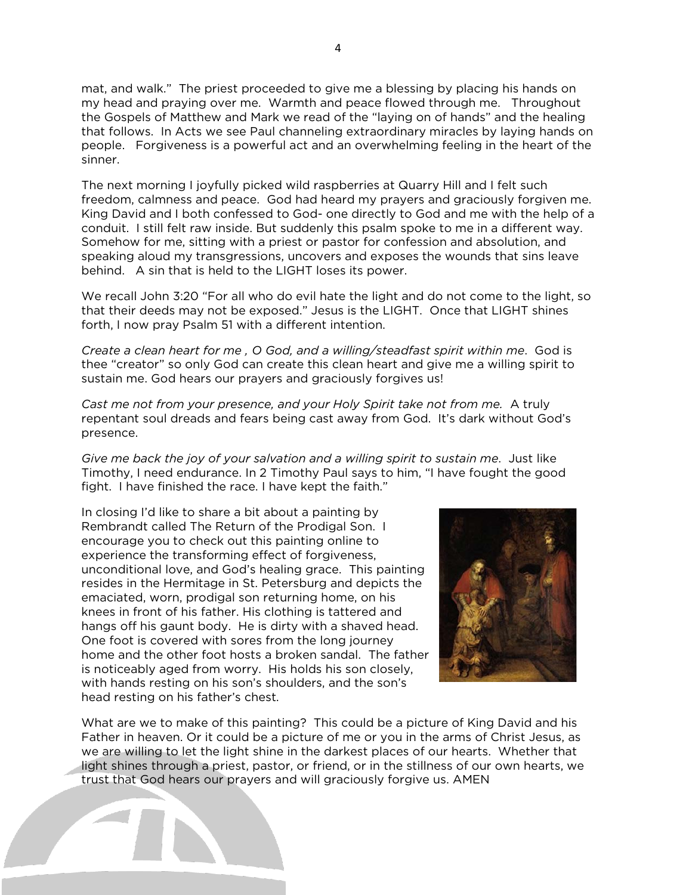mat, and walk." The priest proceeded to give me a blessing by placing his hands on my head and praying over me. Warmth and peace flowed through me. Throughout the Gospels of Matthew and Mark we read of the "laying on of hands" and the healing that follows. In Acts we see Paul channeling extraordinary miracles by laying hands on people. Forgiveness is a powerful act and an overwhelming feeling in the heart of the sinner.

The next morning I joyfully picked wild raspberries at Quarry Hill and I felt such freedom, calmness and peace. God had heard my prayers and graciously forgiven me. King David and I both confessed to God- one directly to God and me with the help of a conduit. I still felt raw inside. But suddenly this psalm spoke to me in a different way. Somehow for me, sitting with a priest or pastor for confession and absolution, and speaking aloud my transgressions, uncovers and exposes the wounds that sins leave behind. A sin that is held to the LIGHT loses its power.

We recall John 3:20 "For all who do evil hate the light and do not come to the light, so that their deeds may not be exposed." Jesus is the LIGHT. Once that LIGHT shines forth, I now pray Psalm 51 with a different intention.

*Create a clean heart for me , O God, and a willing/steadfast spirit within me*. God is thee "creator" so only God can create this clean heart and give me a willing spirit to sustain me. God hears our prayers and graciously forgives us!

*Cast me not from your presence, and your Holy Spirit take not from me.* A truly repentant soul dreads and fears being cast away from God. It's dark without God's presence.

*Give me back the joy of your salvation and a willing spirit to sustain me*. Just like Timothy, I need endurance. In 2 Timothy Paul says to him, "I have fought the good fight. I have finished the race. I have kept the faith."

In closing I'd like to share a bit about a painting by Rembrandt called The Return of the Prodigal Son. I encourage you to check out this painting online to experience the transforming effect of forgiveness, unconditional love, and God's healing grace. This painting resides in the Hermitage in St. Petersburg and depicts the emaciated, worn, prodigal son returning home, on his knees in front of his father. His clothing is tattered and hangs off his gaunt body. He is dirty with a shaved head. One foot is covered with sores from the long journey home and the other foot hosts a broken sandal. The father is noticeably aged from worry. His holds his son closely, with hands resting on his son's shoulders, and the son's head resting on his father's chest.

What are we to make of this painting? This could be a picture of King David and his Father in heaven. Or it could be a picture of me or you in the arms of Christ Jesus, as we are willing to let the light shine in the darkest places of our hearts. Whether that light shines through a priest, pastor, or friend, or in the stillness of our own hearts, we trust that God hears our prayers and will graciously forgive us. AMEN